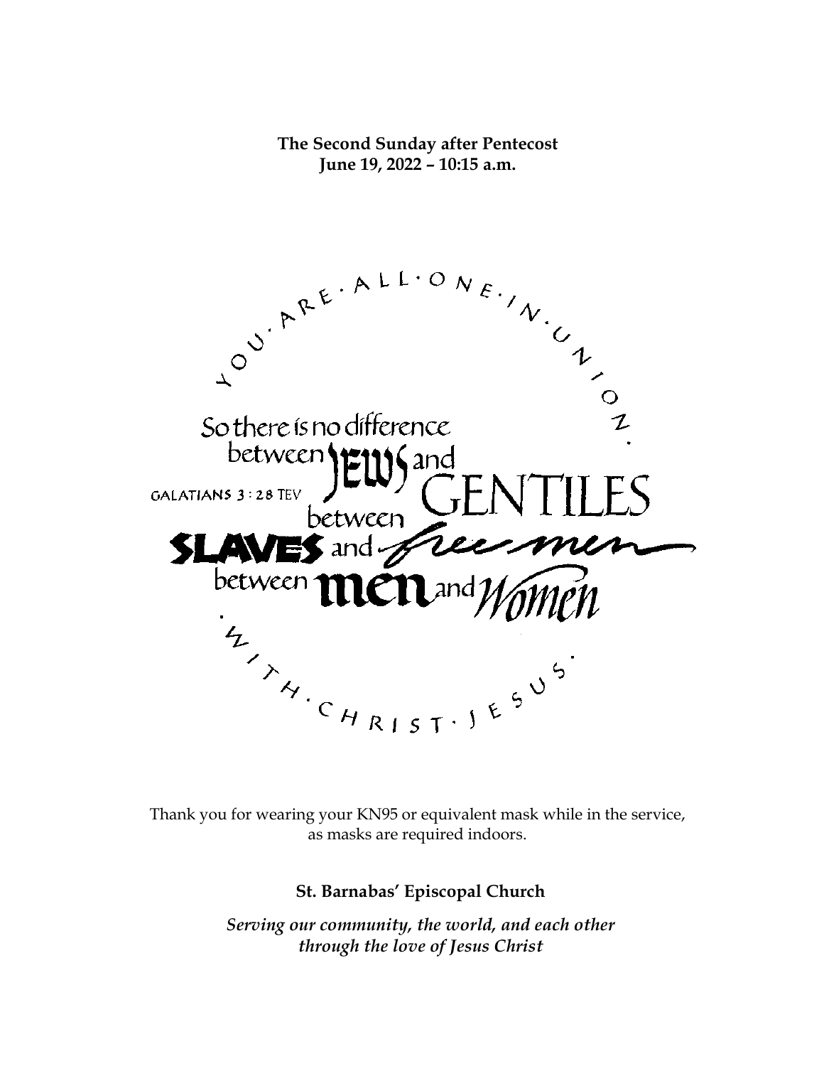**The Second Sunday after Pentecost**
**June 19, 2022 – 10:15 a.m.**

YOU · ARE · ALL · ONE · IN · UNION ·

So there is no difference
between JEWS and GENTILES
between SLAVES and free men
between men and Women

· WITH · CHRIST · JESUS ·

GALATIANS 3 : 28 TEV

Thank you for wearing your KN95 or equivalent mask while in the service, as masks are required indoors.

**St. Barnabas' Episcopal Church**

***Serving our community, the world, and each other through the love of Jesus Christ***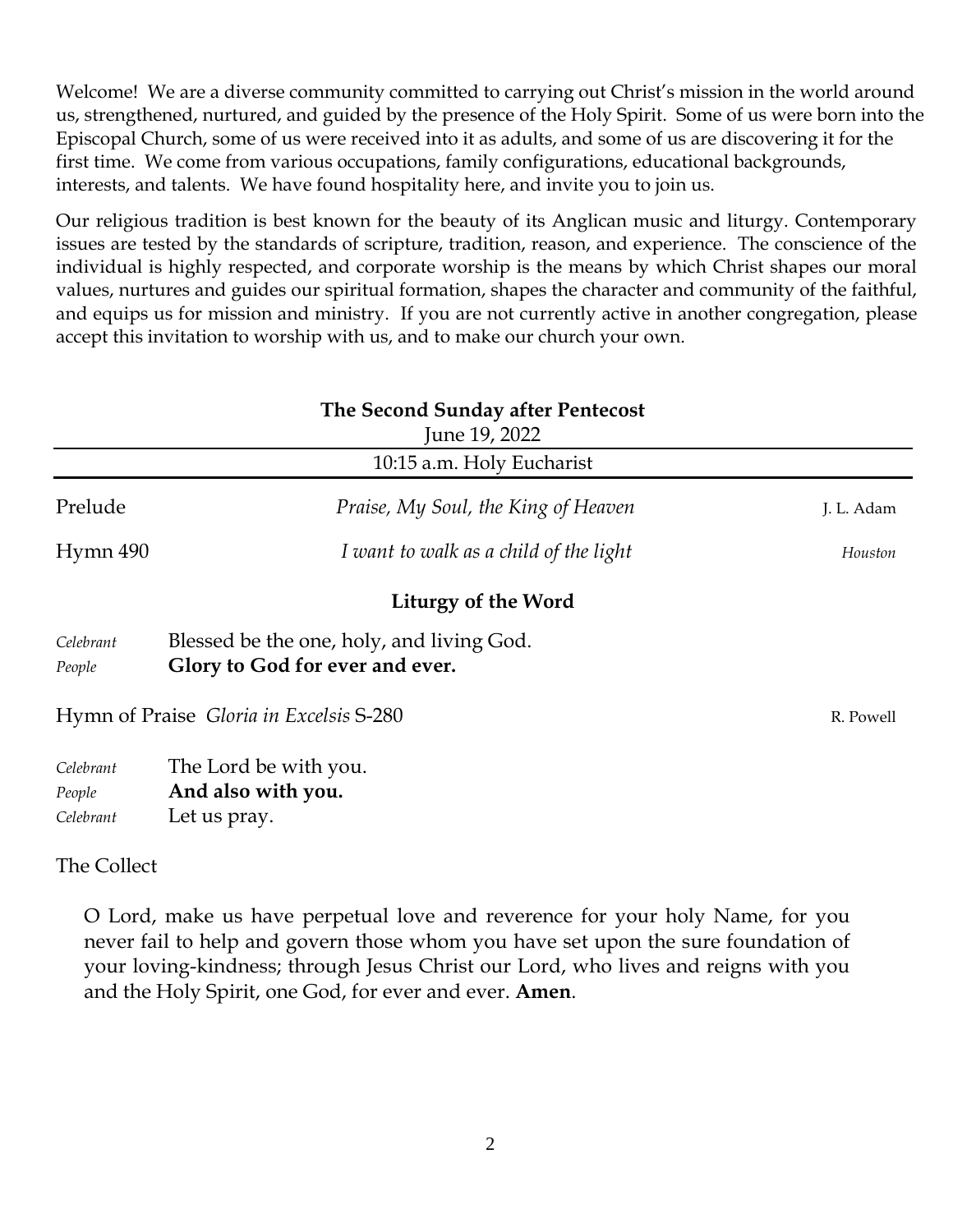Welcome! We are a diverse community committed to carrying out Christ's mission in the world around us, strengthened, nurtured, and guided by the presence of the Holy Spirit. Some of us were born into the Episcopal Church, some of us were received into it as adults, and some of us are discovering it for the first time. We come from various occupations, family configurations, educational backgrounds, interests, and talents. We have found hospitality here, and invite you to join us.

Our religious tradition is best known for the beauty of its Anglican music and liturgy. Contemporary issues are tested by the standards of scripture, tradition, reason, and experience. The conscience of the individual is highly respected, and corporate worship is the means by which Christ shapes our moral values, nurtures and guides our spiritual formation, shapes the character and community of the faithful, and equips us for mission and ministry. If you are not currently active in another congregation, please accept this invitation to worship with us, and to make our church your own.

## The Second Sunday after Pentecost

June 19, 2022

10:15 a.m. Holy Eucharist

Prelude — *Praise, My Soul, the King of Heaven* — J. L. Adam

Hymn 490 — *I want to walk as a child of the light* — *Houston*

### Liturgy of the Word

*Celebrant* Blessed be the one, holy, and living God.
*People* **Glory to God for ever and ever.**

Hymn of Praise *Gloria in Excelsis* S-280 — R. Powell

*Celebrant* The Lord be with you.
*People* **And also with you.**
*Celebrant* Let us pray.

The Collect

O Lord, make us have perpetual love and reverence for your holy Name, for you never fail to help and govern those whom you have set upon the sure foundation of your loving-kindness; through Jesus Christ our Lord, who lives and reigns with you and the Holy Spirit, one God, for ever and ever. **Amen**.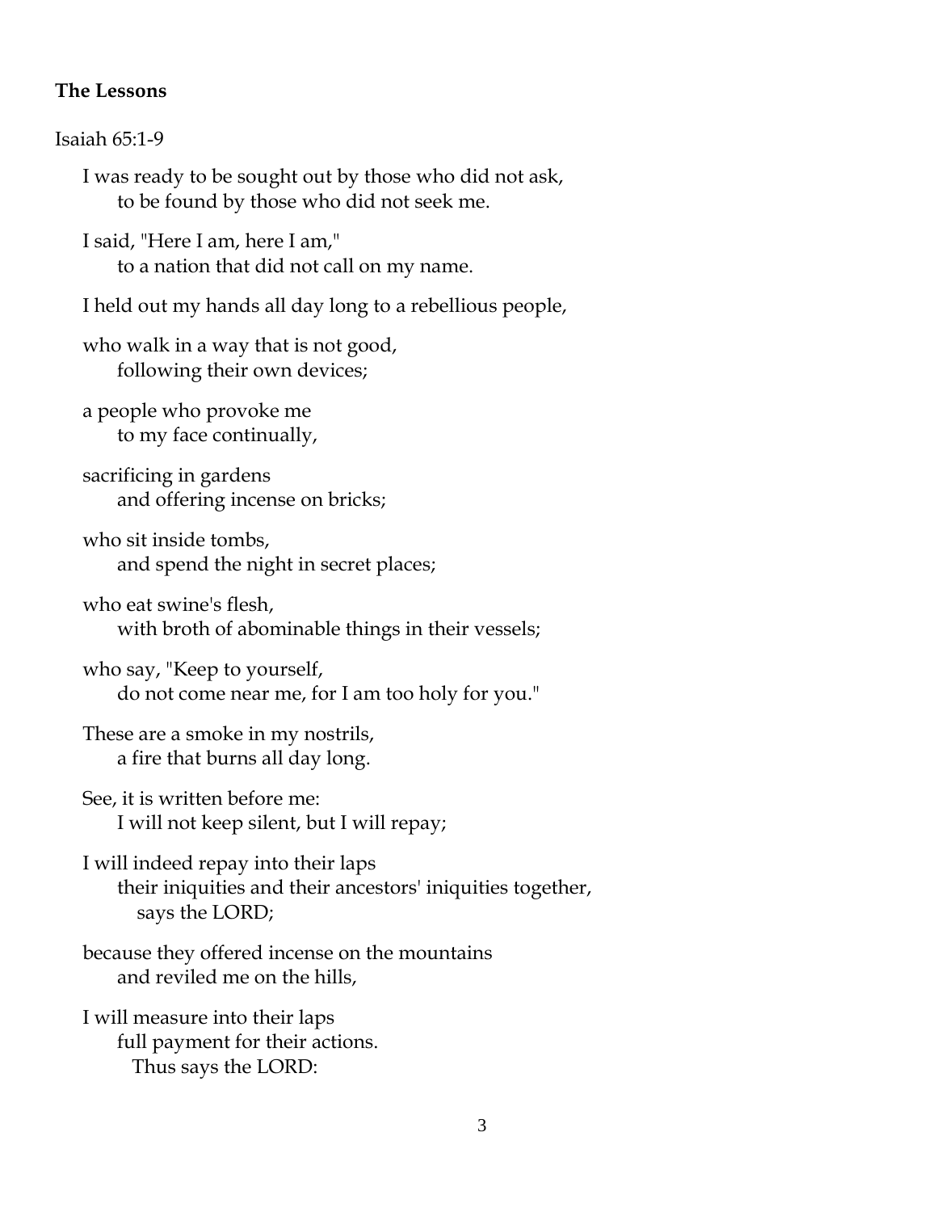**The Lessons**

Isaiah 65:1-9

I was ready to be sought out by those who did not ask,  
    to be found by those who did not seek me.

I said, "Here I am, here I am,"  
    to a nation that did not call on my name.

I held out my hands all day long to a rebellious people,

who walk in a way that is not good,  
    following their own devices;

a people who provoke me  
    to my face continually,

sacrificing in gardens  
    and offering incense on bricks;

who sit inside tombs,  
    and spend the night in secret places;

who eat swine's flesh,  
    with broth of abominable things in their vessels;

who say, "Keep to yourself,  
    do not come near me, for I am too holy for you."

These are a smoke in my nostrils,  
    a fire that burns all day long.

See, it is written before me:  
    I will not keep silent, but I will repay;

I will indeed repay into their laps  
    their iniquities and their ancestors' iniquities together,  
        says the LORD;

because they offered incense on the mountains  
    and reviled me on the hills,

I will measure into their laps  
    full payment for their actions.  
        Thus says the LORD: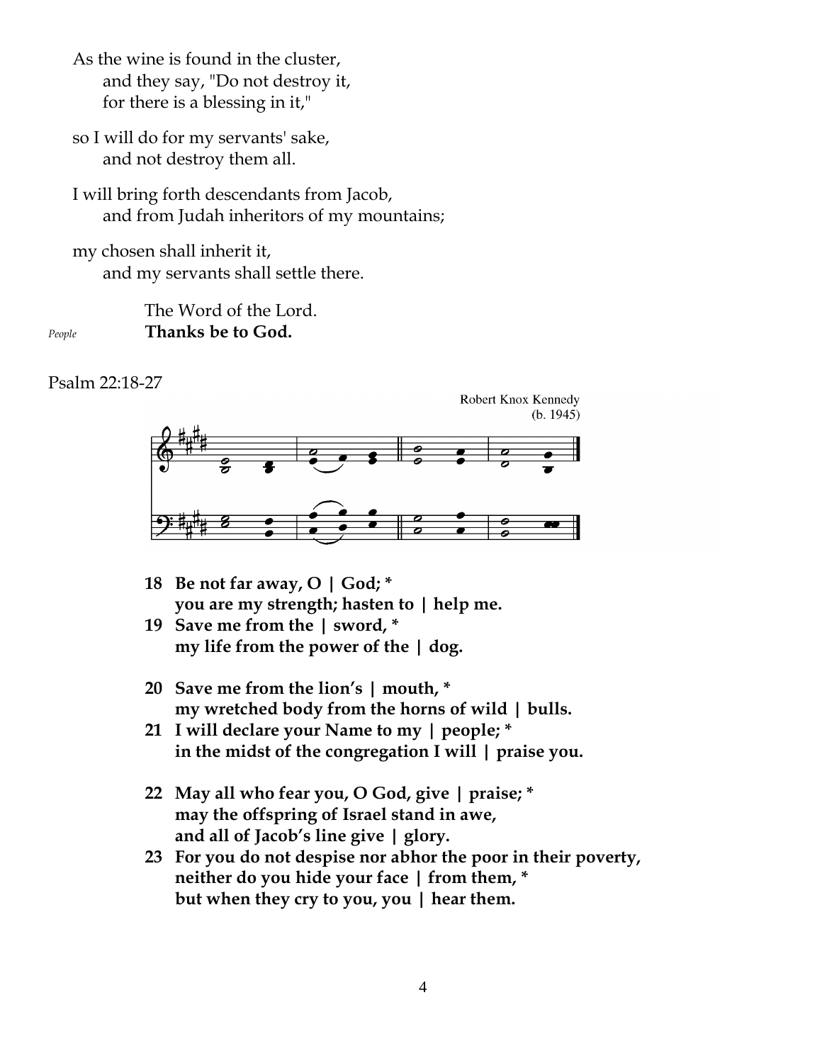As the wine is found in the cluster,
    and they say, "Do not destroy it,
    for there is a blessing in it,"

so I will do for my servants' sake,
    and not destroy them all.

I will bring forth descendants from Jacob,
    and from Judah inheritors of my mountains;

my chosen shall inherit it,
    and my servants shall settle there.

The Word of the Lord.

*People* **Thanks be to God.**

Psalm 22:18-27

Robert Knox Kennedy
(b. 1945)

**18 Be not far away, O | God; \***
**you are my strength; hasten to | help me.**
**19 Save me from the | sword, \***
**my life from the power of the | dog.**

**20 Save me from the lion's | mouth, \***
**my wretched body from the horns of wild | bulls.**
**21 I will declare your Name to my | people; \***
**in the midst of the congregation I will | praise you.**

**22 May all who fear you, O God, give | praise; \***
**may the offspring of Israel stand in awe,**
**and all of Jacob's line give | glory.**
**23 For you do not despise nor abhor the poor in their poverty,**
**neither do you hide your face | from them, \***
**but when they cry to you, you | hear them.**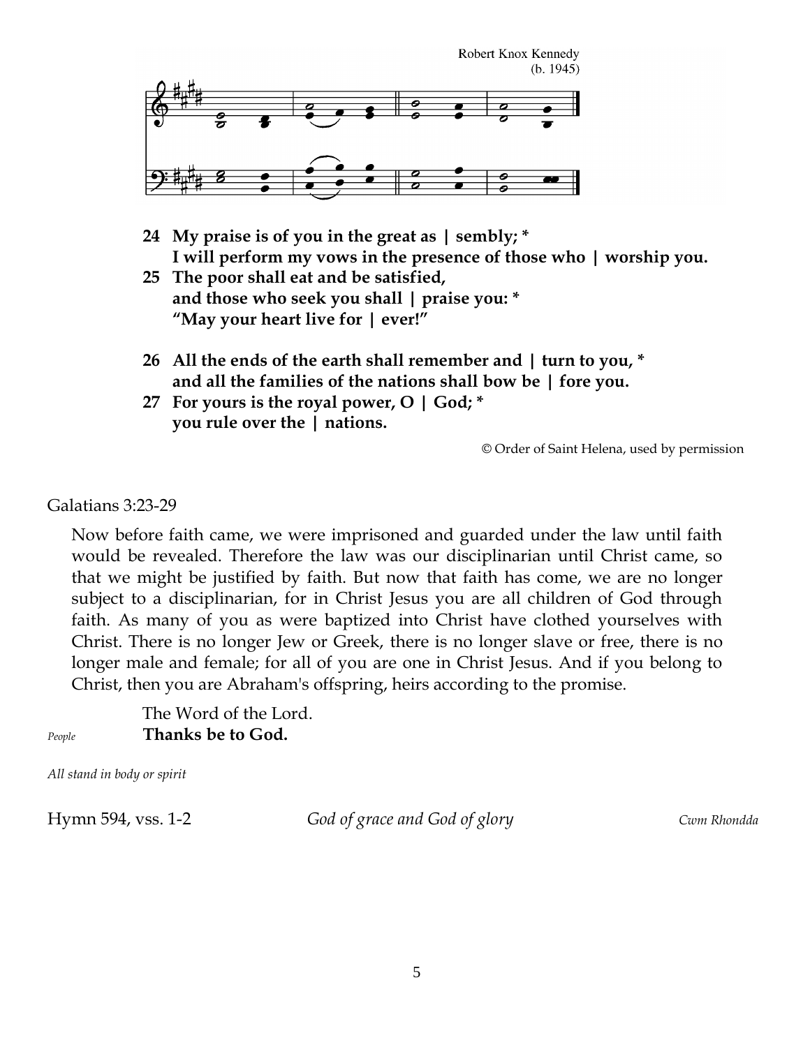Robert Knox Kennedy
(b. 1945)

**24 My praise is of you in the great as | sembly; \***
**I will perform my vows in the presence of those who | worship you.**
**25 The poor shall eat and be satisfied,**
**and those who seek you shall | praise you: \***
**"May your heart live for | ever!"**

**26 All the ends of the earth shall remember and | turn to you, \***
**and all the families of the nations shall bow be | fore you.**
**27 For yours is the royal power, O | God; \***
**you rule over the | nations.**

© Order of Saint Helena, used by permission

Galatians 3:23-29

Now before faith came, we were imprisoned and guarded under the law until faith would be revealed. Therefore the law was our disciplinarian until Christ came, so that we might be justified by faith. But now that faith has come, we are no longer subject to a disciplinarian, for in Christ Jesus you are all children of God through faith. As many of you as were baptized into Christ have clothed yourselves with Christ. There is no longer Jew or Greek, there is no longer slave or free, there is no longer male and female; for all of you are one in Christ Jesus. And if you belong to Christ, then you are Abraham's offspring, heirs according to the promise.

The Word of the Lord.
*People* **Thanks be to God.**

*All stand in body or spirit*

Hymn 594, vss. 1-2 *God of grace and God of glory* *Cwm Rhondda*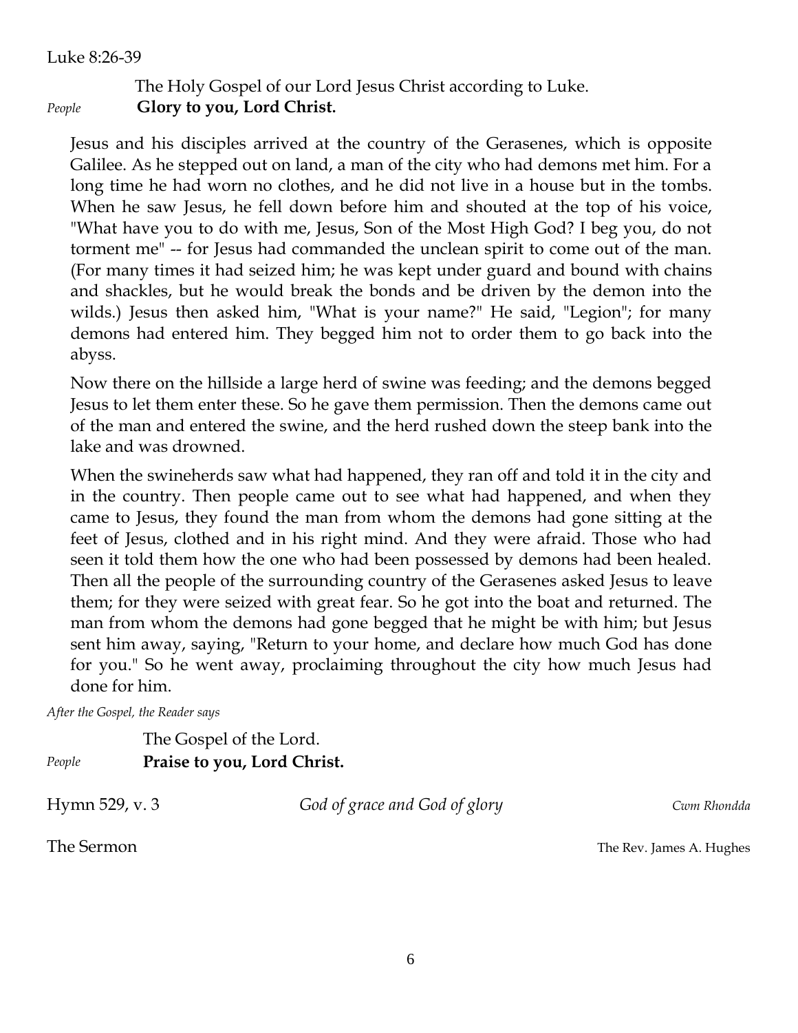Luke 8:26-39

The Holy Gospel of our Lord Jesus Christ according to Luke.

*People* **Glory to you, Lord Christ.**

Jesus and his disciples arrived at the country of the Gerasenes, which is opposite Galilee. As he stepped out on land, a man of the city who had demons met him. For a long time he had worn no clothes, and he did not live in a house but in the tombs. When he saw Jesus, he fell down before him and shouted at the top of his voice, "What have you to do with me, Jesus, Son of the Most High God? I beg you, do not torment me" -- for Jesus had commanded the unclean spirit to come out of the man. (For many times it had seized him; he was kept under guard and bound with chains and shackles, but he would break the bonds and be driven by the demon into the wilds.) Jesus then asked him, "What is your name?" He said, "Legion"; for many demons had entered him. They begged him not to order them to go back into the abyss.

Now there on the hillside a large herd of swine was feeding; and the demons begged Jesus to let them enter these. So he gave them permission. Then the demons came out of the man and entered the swine, and the herd rushed down the steep bank into the lake and was drowned.

When the swineherds saw what had happened, they ran off and told it in the city and in the country. Then people came out to see what had happened, and when they came to Jesus, they found the man from whom the demons had gone sitting at the feet of Jesus, clothed and in his right mind. And they were afraid. Those who had seen it told them how the one who had been possessed by demons had been healed. Then all the people of the surrounding country of the Gerasenes asked Jesus to leave them; for they were seized with great fear. So he got into the boat and returned. The man from whom the demons had gone begged that he might be with him; but Jesus sent him away, saying, "Return to your home, and declare how much God has done for you." So he went away, proclaiming throughout the city how much Jesus had done for him.

*After the Gospel, the Reader says*

The Gospel of the Lord.

*People* **Praise to you, Lord Christ.**

Hymn 529, v. 3 *God of grace and God of glory* *Cwm Rhondda*

The Sermon The Rev. James A. Hughes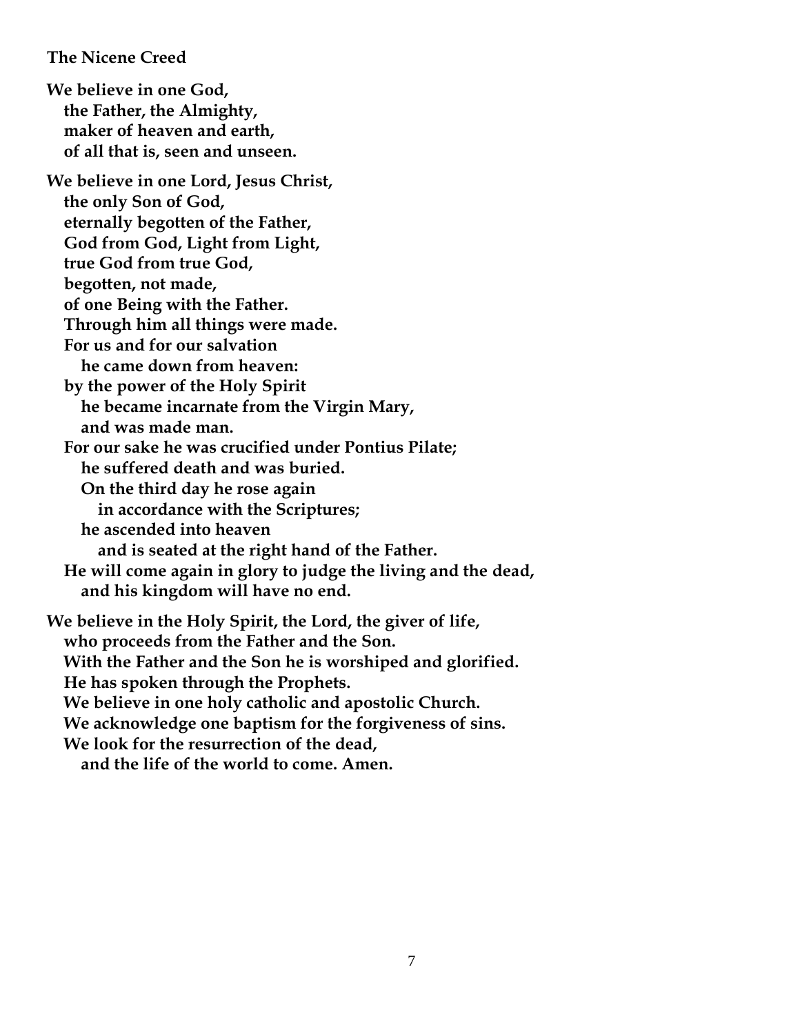**The Nicene Creed**

**We believe in one God,**
**the Father, the Almighty,**
**maker of heaven and earth,**
**of all that is, seen and unseen.**

**We believe in one Lord, Jesus Christ,**
**the only Son of God,**
**eternally begotten of the Father,**
**God from God, Light from Light,**
**true God from true God,**
**begotten, not made,**
**of one Being with the Father.**
**Through him all things were made.**
**For us and for our salvation**
**he came down from heaven:**
**by the power of the Holy Spirit**
**he became incarnate from the Virgin Mary,**
**and was made man.**
**For our sake he was crucified under Pontius Pilate;**
**he suffered death and was buried.**
**On the third day he rose again**
**in accordance with the Scriptures;**
**he ascended into heaven**
**and is seated at the right hand of the Father.**
**He will come again in glory to judge the living and the dead,**
**and his kingdom will have no end.**

**We believe in the Holy Spirit, the Lord, the giver of life,**
**who proceeds from the Father and the Son.**
**With the Father and the Son he is worshiped and glorified.**
**He has spoken through the Prophets.**
**We believe in one holy catholic and apostolic Church.**
**We acknowledge one baptism for the forgiveness of sins.**
**We look for the resurrection of the dead,**
**and the life of the world to come. Amen.**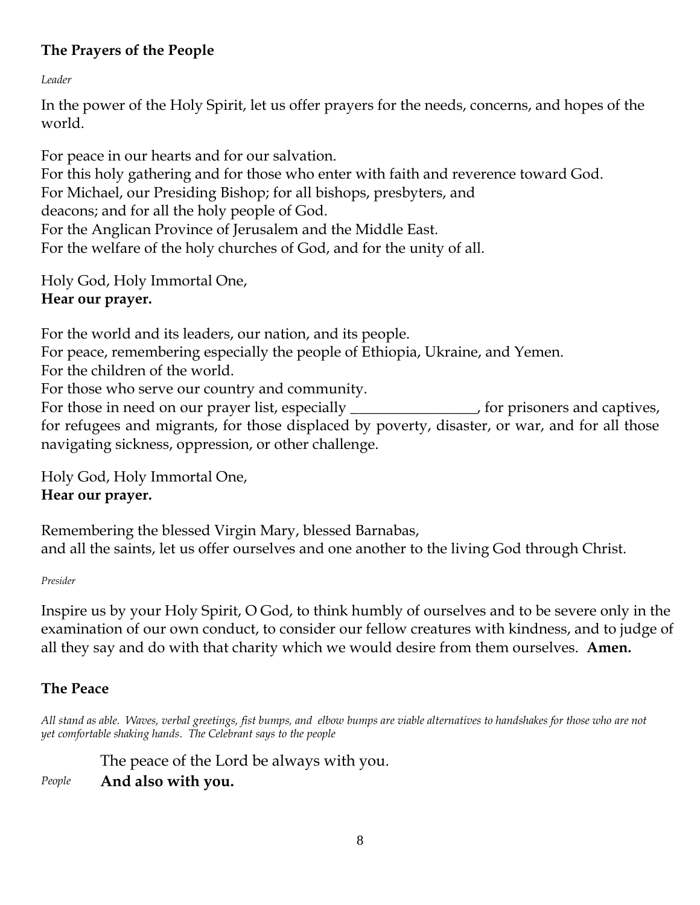### The Prayers of the People

*Leader*

In the power of the Holy Spirit, let us offer prayers for the needs, concerns, and hopes of the world.

For peace in our hearts and for our salvation.
For this holy gathering and for those who enter with faith and reverence toward God.
For Michael, our Presiding Bishop; for all bishops, presbyters, and
deacons; and for all the holy people of God.
For the Anglican Province of Jerusalem and the Middle East.
For the welfare of the holy churches of God, and for the unity of all.

Holy God, Holy Immortal One,
**Hear our prayer.**

For the world and its leaders, our nation, and its people.
For peace, remembering especially the people of Ethiopia, Ukraine, and Yemen.
For the children of the world.
For those who serve our country and community.
For those in need on our prayer list, especially _________________, for prisoners and captives, for refugees and migrants, for those displaced by poverty, disaster, or war, and for all those navigating sickness, oppression, or other challenge.

Holy God, Holy Immortal One,
**Hear our prayer.**

Remembering the blessed Virgin Mary, blessed Barnabas,
and all the saints, let us offer ourselves and one another to the living God through Christ.

*Presider*

Inspire us by your Holy Spirit, O God, to think humbly of ourselves and to be severe only in the examination of our own conduct, to consider our fellow creatures with kindness, and to judge of all they say and do with that charity which we would desire from them ourselves. **Amen.**

### The Peace

*All stand as able. Waves, verbal greetings, fist bumps, and elbow bumps are viable alternatives to handshakes for those who are not yet comfortable shaking hands. The Celebrant says to the people*

The peace of the Lord be always with you.

*People* **And also with you.**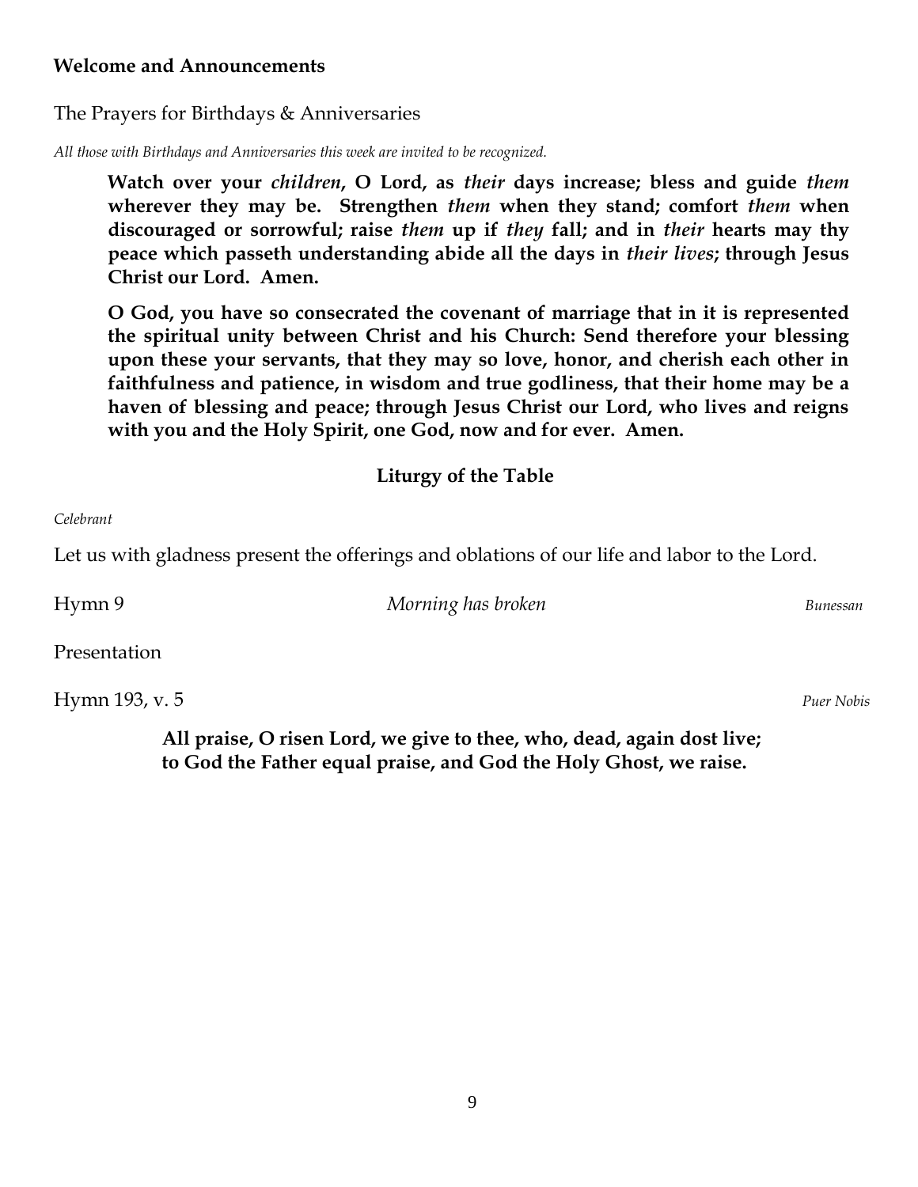**Welcome and Announcements**

The Prayers for Birthdays & Anniversaries

*All those with Birthdays and Anniversaries this week are invited to be recognized.*

**Watch over your *children*, O Lord, as *their* days increase; bless and guide *them* wherever they may be. Strengthen *them* when they stand; comfort *them* when discouraged or sorrowful; raise *them* up if *they* fall; and in *their* hearts may thy peace which passeth understanding abide all the days in *their lives*; through Jesus Christ our Lord. Amen.**

**O God, you have so consecrated the covenant of marriage that in it is represented the spiritual unity between Christ and his Church: Send therefore your blessing upon these your servants, that they may so love, honor, and cherish each other in faithfulness and patience, in wisdom and true godliness, that their home may be a haven of blessing and peace; through Jesus Christ our Lord, who lives and reigns with you and the Holy Spirit, one God, now and for ever. Amen.**

## Liturgy of the Table

*Celebrant*

Let us with gladness present the offerings and oblations of our life and labor to the Lord.

Hymn 9 *Morning has broken* *Bunessan*

Presentation

Hymn 193, v. 5 *Puer Nobis*

**All praise, O risen Lord, we give to thee, who, dead, again dost live;**
**to God the Father equal praise, and God the Holy Ghost, we raise.**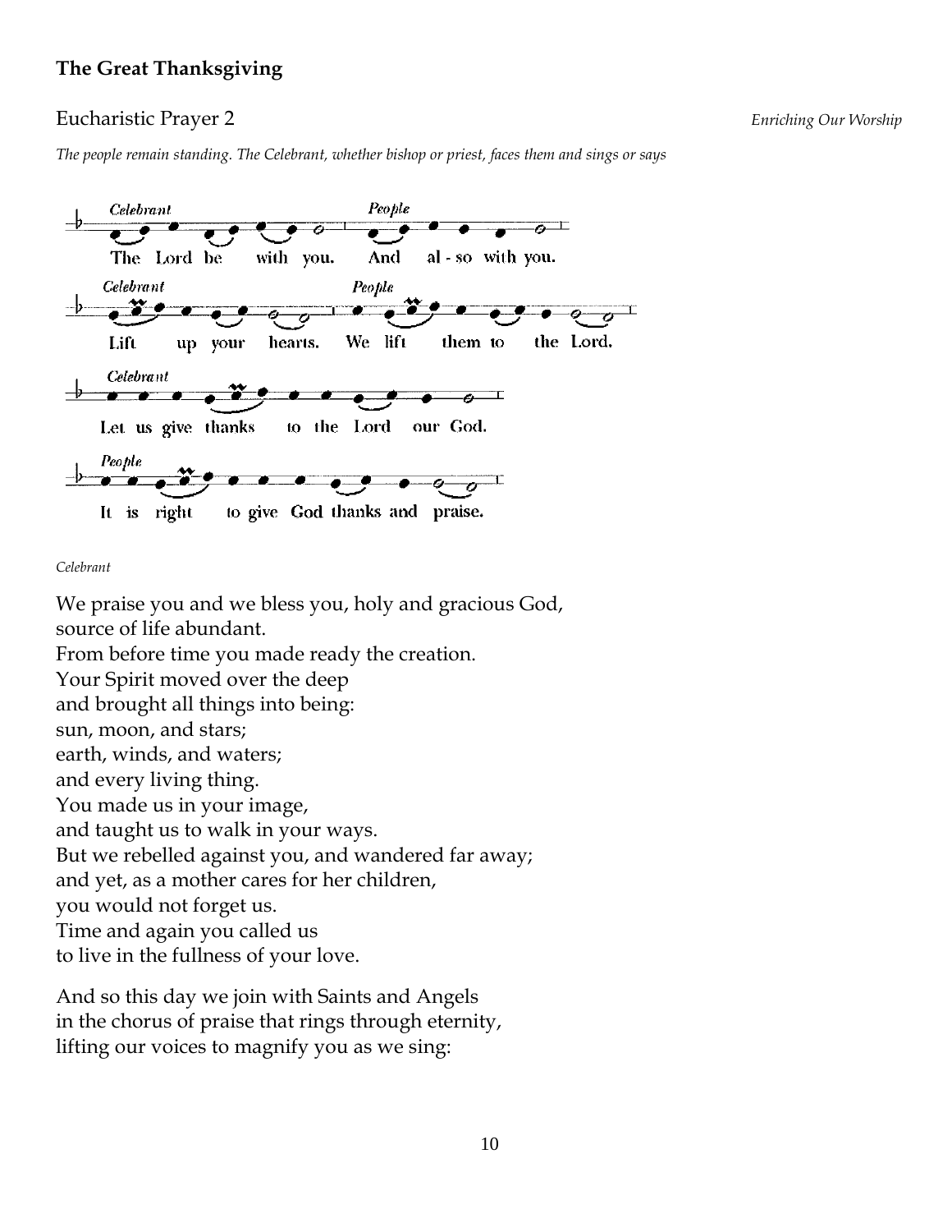## The Great Thanksgiving

### Eucharistic Prayer 2

*Enriching Our Worship*

*The people remain standing. The Celebrant, whether bishop or priest, faces them and sings or says*

*Celebrant*
The Lord be with you.

*People*
**And also with you.**

*Celebrant*
Lift up your hearts.

*People*
**We lift them to the Lord.**

*Celebrant*
Let us give thanks to the Lord our God.

*People*
**It is right to give God thanks and praise.**

*Celebrant*

We praise you and we bless you, holy and gracious God,
source of life abundant.
From before time you made ready the creation.
Your Spirit moved over the deep
and brought all things into being:
sun, moon, and stars;
earth, winds, and waters;
and every living thing.
You made us in your image,
and taught us to walk in your ways.
But we rebelled against you, and wandered far away;
and yet, as a mother cares for her children,
you would not forget us.
Time and again you called us
to live in the fullness of your love.

And so this day we join with Saints and Angels
in the chorus of praise that rings through eternity,
lifting our voices to magnify you as we sing: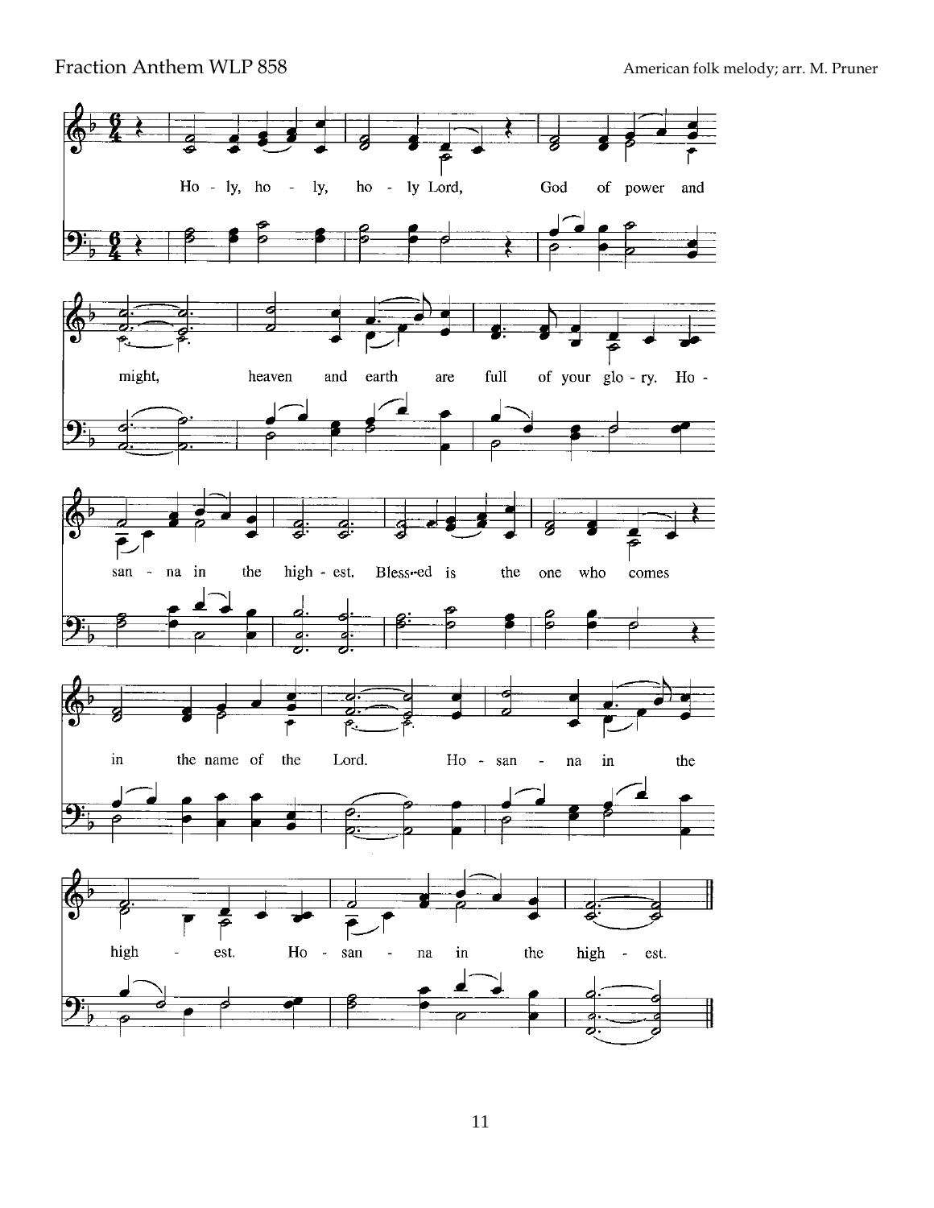Fraction Anthem WLP 858

American folk melody; arr. M. Pruner

Holy, holy, holy Lord, God of power and might, heaven and earth are full of your glory. Hosanna in the highest. Blessed is the one who comes in the name of the Lord. Hosanna in the highest. Hosanna in the highest.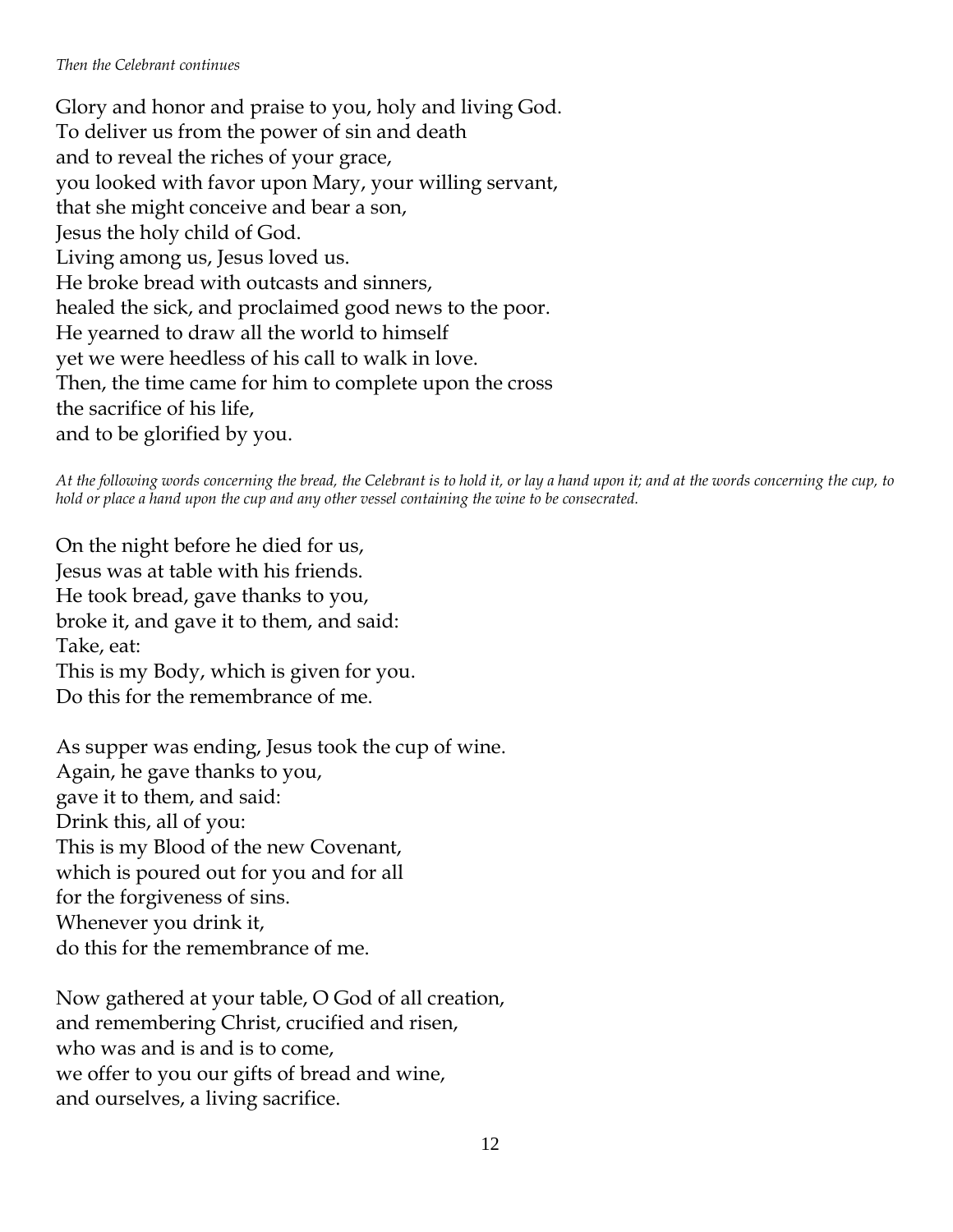*Then the Celebrant continues*

Glory and honor and praise to you, holy and living God.
To deliver us from the power of sin and death
and to reveal the riches of your grace,
you looked with favor upon Mary, your willing servant,
that she might conceive and bear a son,
Jesus the holy child of God.
Living among us, Jesus loved us.
He broke bread with outcasts and sinners,
healed the sick, and proclaimed good news to the poor.
He yearned to draw all the world to himself
yet we were heedless of his call to walk in love.
Then, the time came for him to complete upon the cross
the sacrifice of his life,
and to be glorified by you.

*At the following words concerning the bread, the Celebrant is to hold it, or lay a hand upon it; and at the words concerning the cup, to hold or place a hand upon the cup and any other vessel containing the wine to be consecrated.*

On the night before he died for us,
Jesus was at table with his friends.
He took bread, gave thanks to you,
broke it, and gave it to them, and said:
Take, eat:
This is my Body, which is given for you.
Do this for the remembrance of me.

As supper was ending, Jesus took the cup of wine.
Again, he gave thanks to you,
gave it to them, and said:
Drink this, all of you:
This is my Blood of the new Covenant,
which is poured out for you and for all
for the forgiveness of sins.
Whenever you drink it,
do this for the remembrance of me.

Now gathered at your table, O God of all creation,
and remembering Christ, crucified and risen,
who was and is and is to come,
we offer to you our gifts of bread and wine,
and ourselves, a living sacrifice.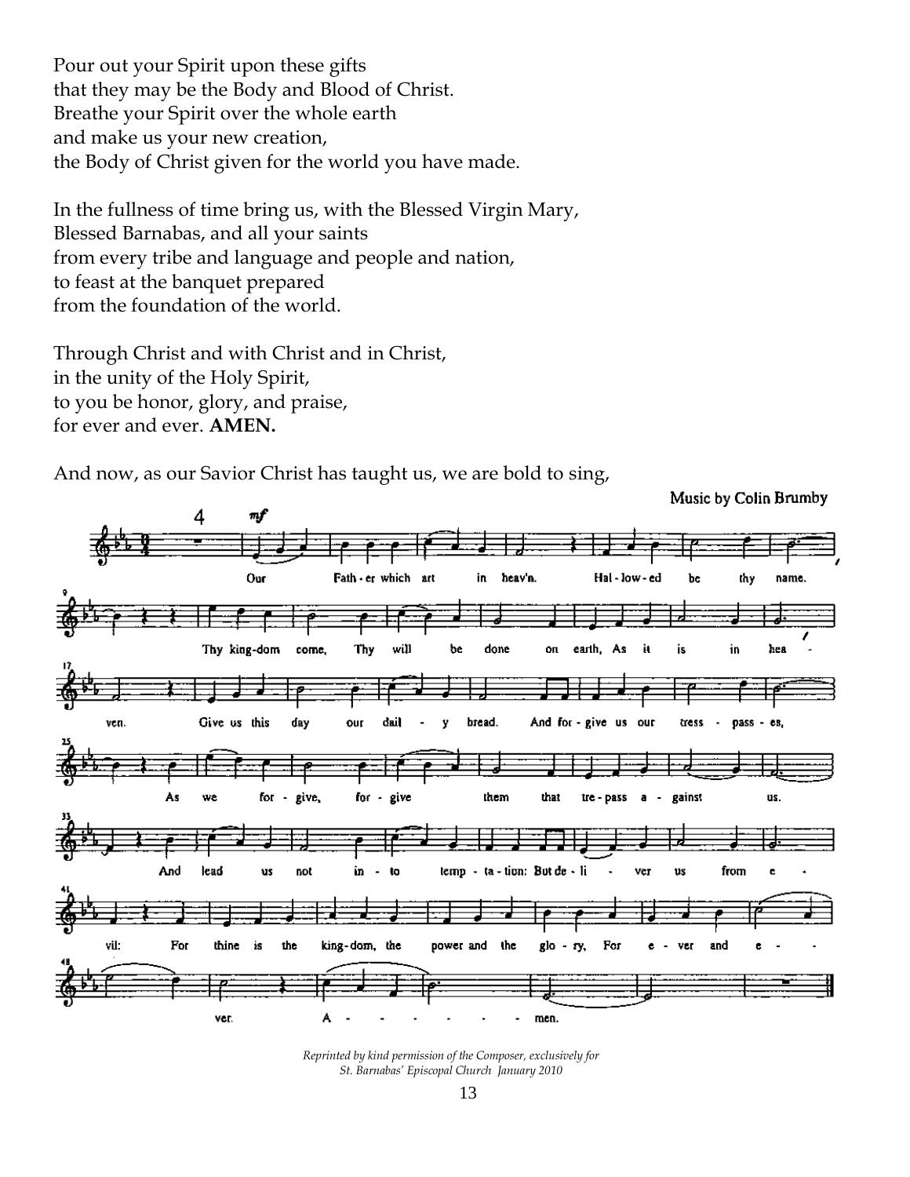Pour out your Spirit upon these gifts
that they may be the Body and Blood of Christ.
Breathe your Spirit over the whole earth
and make us your new creation,
the Body of Christ given for the world you have made.

In the fullness of time bring us, with the Blessed Virgin Mary,
Blessed Barnabas, and all your saints
from every tribe and language and people and nation,
to feast at the banquet prepared
from the foundation of the world.

Through Christ and with Christ and in Christ,
in the unity of the Holy Spirit,
to you be honor, glory, and praise,
for ever and ever. **AMEN.**

And now, as our Savior Christ has taught us, we are bold to sing,

Music by Colin Brumby

Our Father which art in heav'n. Hallowed be thy name. Thy kingdom come, Thy will be done on earth, As it is in heaven. Give us this day our daily bread. And forgive us our tresspasses, As we forgive, forgive them that trespass against us. And lead us not into temptation: But deliver us from evil: For thine is the kingdom, the power and the glory, For ever and ever. Amen.

*Reprinted by kind permission of the Composer, exclusively for St. Barnabas' Episcopal Church January 2010*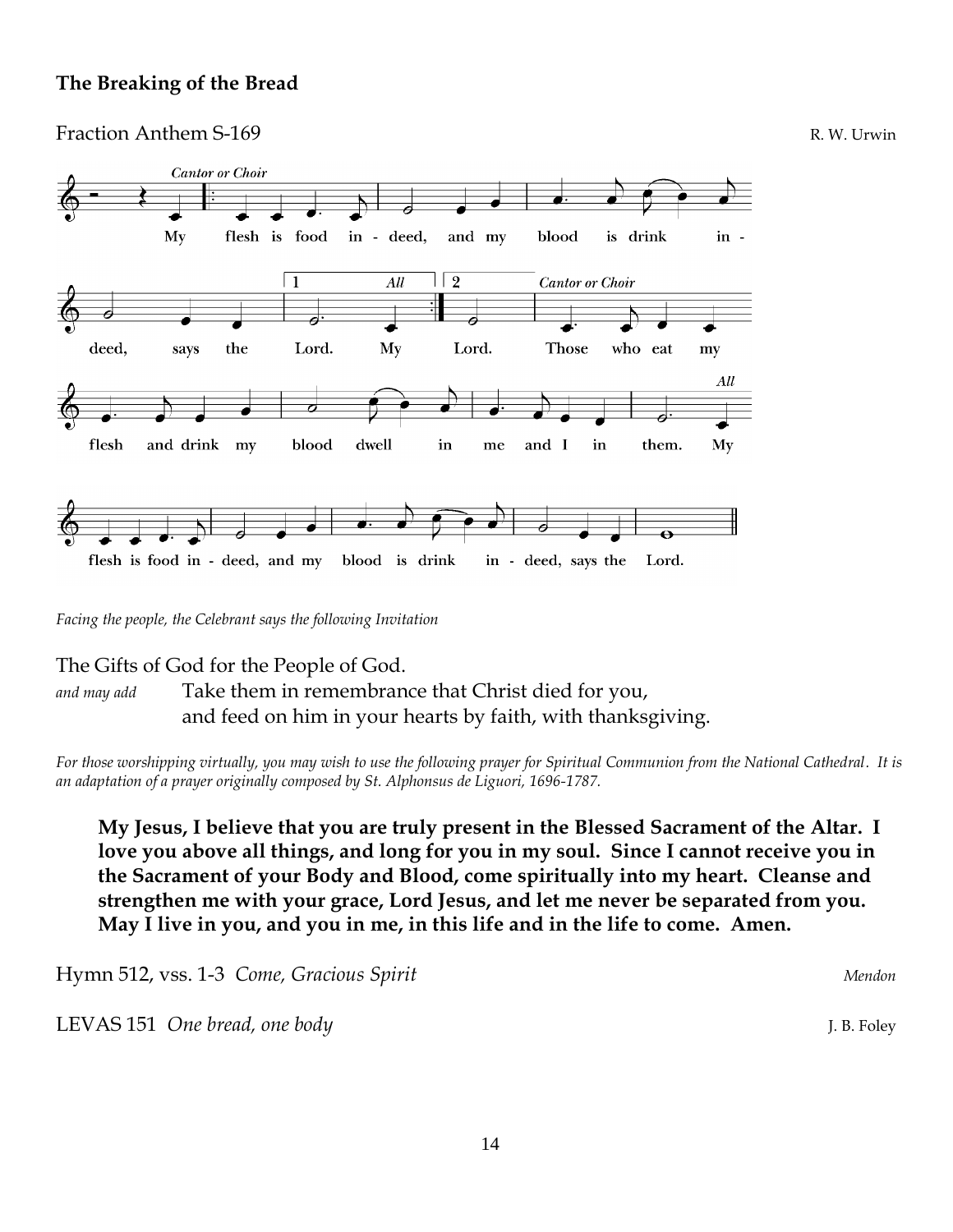## The Breaking of the Bread

Fraction Anthem S-169 R. W. Urwin

*Cantor or Choir*

My flesh is food in - deed, and my blood is drink in - deed, says the Lord. *All* My Lord. *Cantor or Choir* Those who eat my flesh and drink my blood dwell in me and I in them. *All* My flesh is food in - deed, and my blood is drink in - deed, says the Lord.

*Facing the people, the Celebrant says the following Invitation*

The Gifts of God for the People of God.

*and may add* Take them in remembrance that Christ died for you, and feed on him in your hearts by faith, with thanksgiving.

*For those worshipping virtually, you may wish to use the following prayer for Spiritual Communion from the National Cathedral. It is an adaptation of a prayer originally composed by St. Alphonsus de Liguori, 1696-1787.*

**My Jesus, I believe that you are truly present in the Blessed Sacrament of the Altar. I love you above all things, and long for you in my soul. Since I cannot receive you in the Sacrament of your Body and Blood, come spiritually into my heart. Cleanse and strengthen me with your grace, Lord Jesus, and let me never be separated from you. May I live in you, and you in me, in this life and in the life to come. Amen.**

Hymn 512, vss. 1-3 *Come, Gracious Spirit* *Mendon*

LEVAS 151 *One bread, one body* J. B. Foley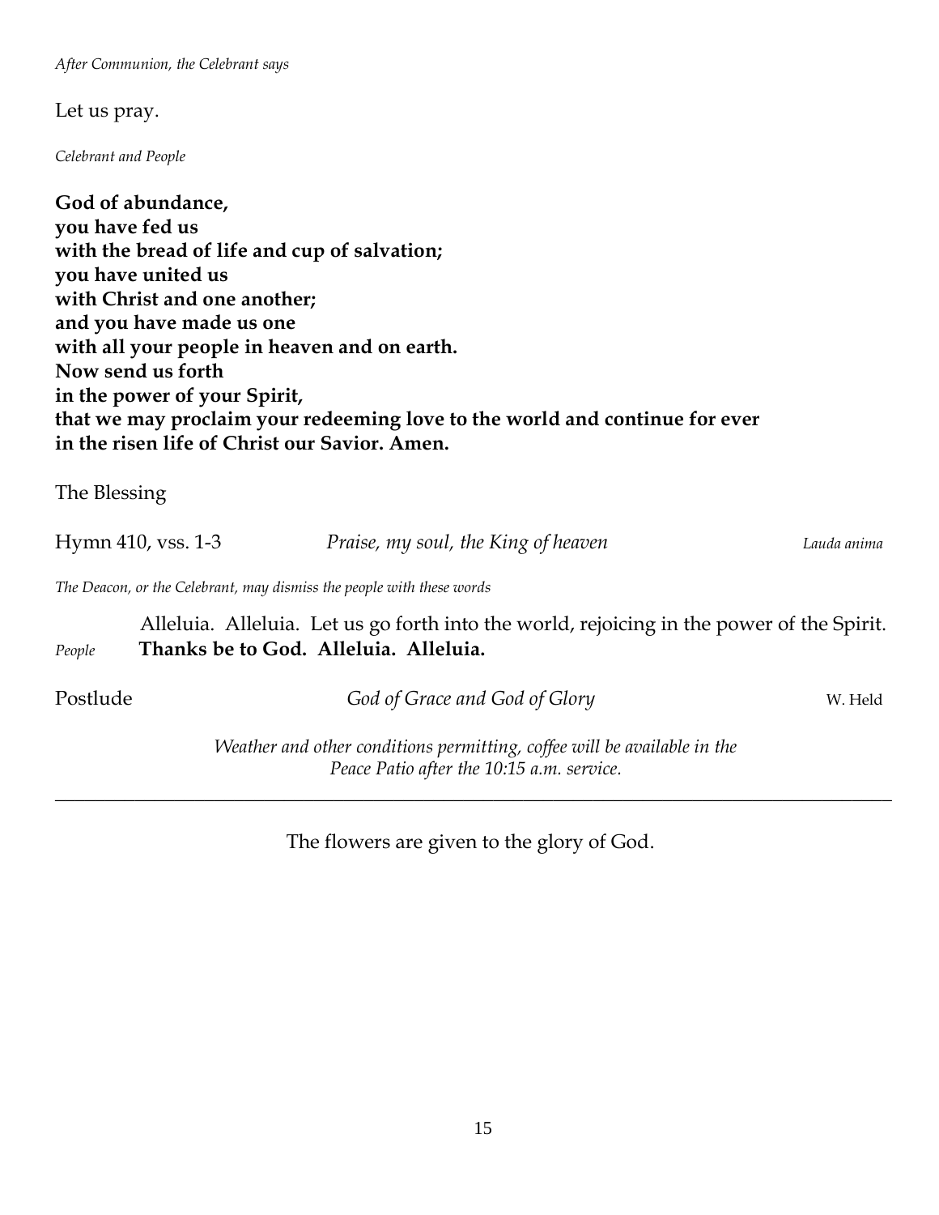*After Communion, the Celebrant says*

Let us pray.

*Celebrant and People*

**God of abundance,**
**you have fed us**
**with the bread of life and cup of salvation;**
**you have united us**
**with Christ and one another;**
**and you have made us one**
**with all your people in heaven and on earth.**
**Now send us forth**
**in the power of your Spirit,**
**that we may proclaim your redeeming love to the world and continue for ever**
**in the risen life of Christ our Savior. Amen.**

The Blessing

Hymn 410, vss. 1-3 — *Praise, my soul, the King of heaven* — *Lauda anima*

*The Deacon, or the Celebrant, may dismiss the people with these words*

Alleluia. Alleluia. Let us go forth into the world, rejoicing in the power of the Spirit.
*People* **Thanks be to God. Alleluia. Alleluia.**

Postlude — *God of Grace and God of Glory* — W. Held

*Weather and other conditions permitting, coffee will be available in the Peace Patio after the 10:15 a.m. service.*

---

The flowers are given to the glory of God.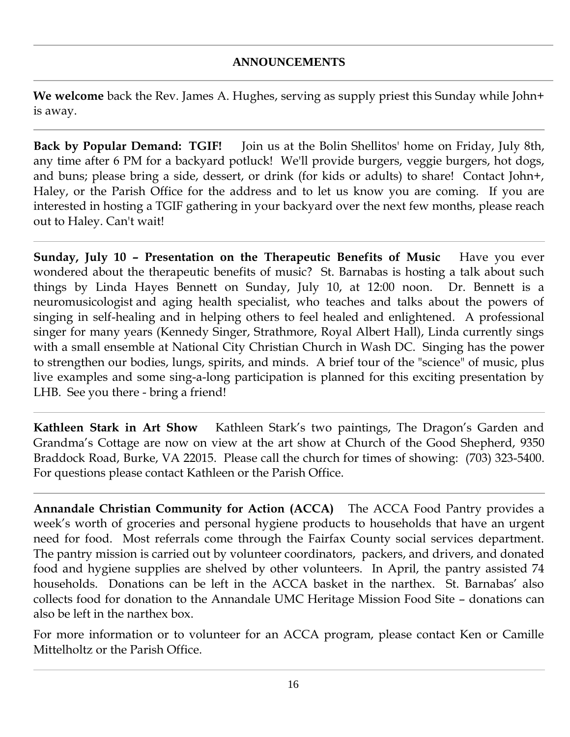## ANNOUNCEMENTS

**We welcome** back the Rev. James A. Hughes, serving as supply priest this Sunday while John+ is away.

**Back by Popular Demand: TGIF!** Join us at the Bolin Shellitos' home on Friday, July 8th, any time after 6 PM for a backyard potluck! We'll provide burgers, veggie burgers, hot dogs, and buns; please bring a side, dessert, or drink (for kids or adults) to share! Contact John+, Haley, or the Parish Office for the address and to let us know you are coming. If you are interested in hosting a TGIF gathering in your backyard over the next few months, please reach out to Haley. Can't wait!

**Sunday, July 10 – Presentation on the Therapeutic Benefits of Music** Have you ever wondered about the therapeutic benefits of music? St. Barnabas is hosting a talk about such things by Linda Hayes Bennett on Sunday, July 10, at 12:00 noon. Dr. Bennett is a neuromusicologist and aging health specialist, who teaches and talks about the powers of singing in self-healing and in helping others to feel healed and enlightened. A professional singer for many years (Kennedy Singer, Strathmore, Royal Albert Hall), Linda currently sings with a small ensemble at National City Christian Church in Wash DC. Singing has the power to strengthen our bodies, lungs, spirits, and minds. A brief tour of the "science" of music, plus live examples and some sing-a-long participation is planned for this exciting presentation by LHB. See you there - bring a friend!

**Kathleen Stark in Art Show** Kathleen Stark's two paintings, The Dragon's Garden and Grandma's Cottage are now on view at the art show at Church of the Good Shepherd, 9350 Braddock Road, Burke, VA 22015. Please call the church for times of showing: (703) 323-5400. For questions please contact Kathleen or the Parish Office.

**Annandale Christian Community for Action (ACCA)** The ACCA Food Pantry provides a week's worth of groceries and personal hygiene products to households that have an urgent need for food. Most referrals come through the Fairfax County social services department. The pantry mission is carried out by volunteer coordinators, packers, and drivers, and donated food and hygiene supplies are shelved by other volunteers. In April, the pantry assisted 74 households. Donations can be left in the ACCA basket in the narthex. St. Barnabas' also collects food for donation to the Annandale UMC Heritage Mission Food Site – donations can also be left in the narthex box.

For more information or to volunteer for an ACCA program, please contact Ken or Camille Mittelholtz or the Parish Office.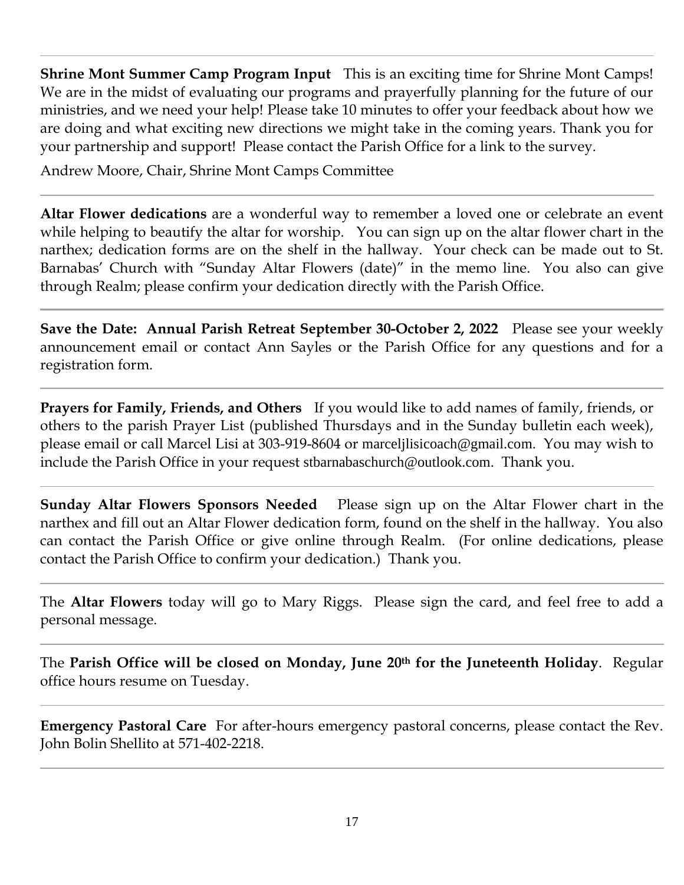**Shrine Mont Summer Camp Program Input** This is an exciting time for Shrine Mont Camps! We are in the midst of evaluating our programs and prayerfully planning for the future of our ministries, and we need your help! Please take 10 minutes to offer your feedback about how we are doing and what exciting new directions we might take in the coming years. Thank you for your partnership and support! Please contact the Parish Office for a link to the survey.

Andrew Moore, Chair, Shrine Mont Camps Committee

---

**Altar Flower dedications** are a wonderful way to remember a loved one or celebrate an event while helping to beautify the altar for worship. You can sign up on the altar flower chart in the narthex; dedication forms are on the shelf in the hallway. Your check can be made out to St. Barnabas' Church with "Sunday Altar Flowers (date)" in the memo line. You also can give through Realm; please confirm your dedication directly with the Parish Office.

---

**Save the Date: Annual Parish Retreat September 30-October 2, 2022** Please see your weekly announcement email or contact Ann Sayles or the Parish Office for any questions and for a registration form.

---

**Prayers for Family, Friends, and Others** If you would like to add names of family, friends, or others to the parish Prayer List (published Thursdays and in the Sunday bulletin each week), please email or call Marcel Lisi at 303-919-8604 or marceljlisicoach@gmail.com. You may wish to include the Parish Office in your request stbarnabaschurch@outlook.com. Thank you.

---

**Sunday Altar Flowers Sponsors Needed** Please sign up on the Altar Flower chart in the narthex and fill out an Altar Flower dedication form, found on the shelf in the hallway. You also can contact the Parish Office or give online through Realm. (For online dedications, please contact the Parish Office to confirm your dedication.) Thank you.

---

The **Altar Flowers** today will go to Mary Riggs. Please sign the card, and feel free to add a personal message.

---

The **Parish Office will be closed on Monday, June 20th for the Juneteenth Holiday**. Regular office hours resume on Tuesday.

---

**Emergency Pastoral Care** For after-hours emergency pastoral concerns, please contact the Rev. John Bolin Shellito at 571-402-2218.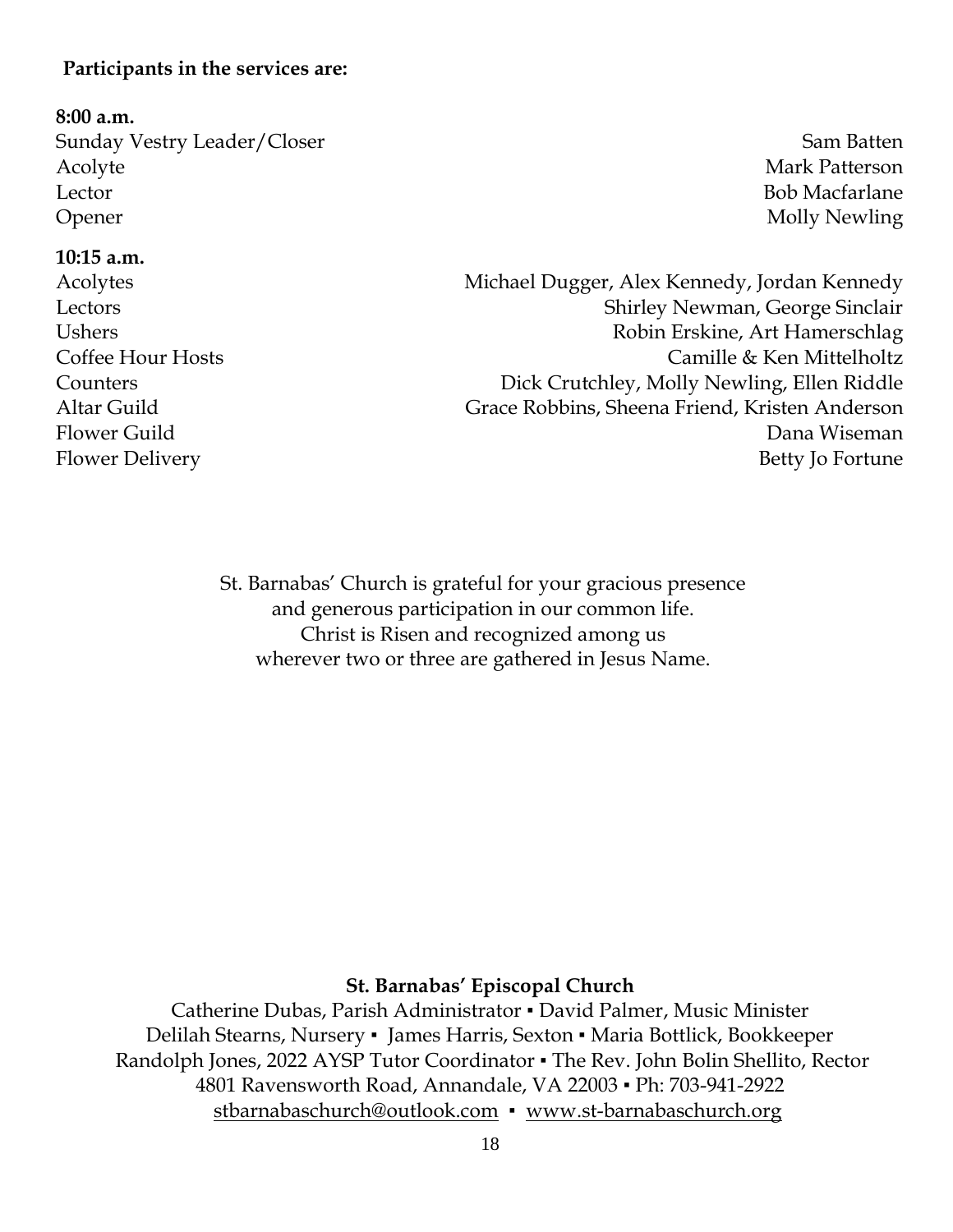**Participants in the services are:**

**8:00 a.m.**

| | |
|---|---|
| Sunday Vestry Leader/Closer | Sam Batten |
| Acolyte | Mark Patterson |
| Lector | Bob Macfarlane |
| Opener | Molly Newling |

**10:15 a.m.**

| | |
|---|---|
| Acolytes | Michael Dugger, Alex Kennedy, Jordan Kennedy |
| Lectors | Shirley Newman, George Sinclair |
| Ushers | Robin Erskine, Art Hamerschlag |
| Coffee Hour Hosts | Camille & Ken Mittelholtz |
| Counters | Dick Crutchley, Molly Newling, Ellen Riddle |
| Altar Guild | Grace Robbins, Sheena Friend, Kristen Anderson |
| Flower Guild | Dana Wiseman |
| Flower Delivery | Betty Jo Fortune |

St. Barnabas' Church is grateful for your gracious presence
and generous participation in our common life.
Christ is Risen and recognized among us
wherever two or three are gathered in Jesus Name.

**St. Barnabas' Episcopal Church**

Catherine Dubas, Parish Administrator ▪ David Palmer, Music Minister
Delilah Stearns, Nursery ▪ James Harris, Sexton ▪ Maria Bottlick, Bookkeeper
Randolph Jones, 2022 AYSP Tutor Coordinator ▪ The Rev. John Bolin Shellito, Rector
4801 Ravensworth Road, Annandale, VA 22003 ▪ Ph: 703-941-2922
stbarnabaschurch@outlook.com ▪ www.st-barnabaschurch.org